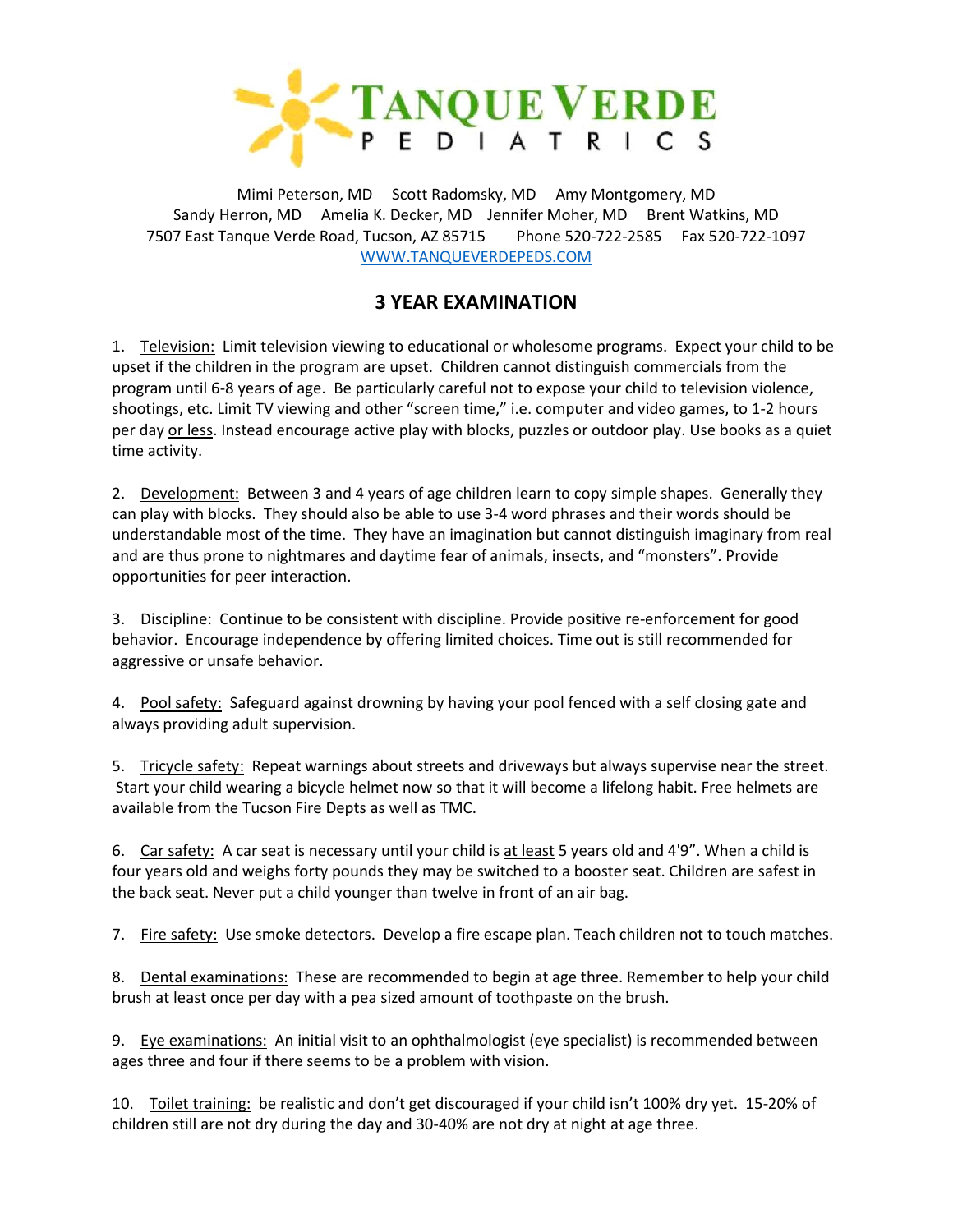# TANQUE VERDE PEDIATRICS

Mimi Peterson, MD     Scott Radomsky, MD     Amy Montgomery, MD
Sandy Herron, MD     Amelia K. Decker, MD     Jennifer Moher, MD     Brent Watkins, MD
7507 East Tanque Verde Road, Tucson, AZ 85715     Phone 520-722-2585     Fax 520-722-1097
WWW.TANQUEVERDEPEDS.COM

## 3 YEAR EXAMINATION

1. Television: Limit television viewing to educational or wholesome programs. Expect your child to be upset if the children in the program are upset. Children cannot distinguish commercials from the program until 6-8 years of age. Be particularly careful not to expose your child to television violence, shootings, etc. Limit TV viewing and other "screen time," i.e. computer and video games, to 1-2 hours per day or less. Instead encourage active play with blocks, puzzles or outdoor play. Use books as a quiet time activity.

2. Development: Between 3 and 4 years of age children learn to copy simple shapes. Generally they can play with blocks. They should also be able to use 3-4 word phrases and their words should be understandable most of the time. They have an imagination but cannot distinguish imaginary from real and are thus prone to nightmares and daytime fear of animals, insects, and "monsters". Provide opportunities for peer interaction.

3. Discipline: Continue to be consistent with discipline. Provide positive re-enforcement for good behavior. Encourage independence by offering limited choices. Time out is still recommended for aggressive or unsafe behavior.

4. Pool safety: Safeguard against drowning by having your pool fenced with a self closing gate and always providing adult supervision.

5. Tricycle safety: Repeat warnings about streets and driveways but always supervise near the street. Start your child wearing a bicycle helmet now so that it will become a lifelong habit. Free helmets are available from the Tucson Fire Depts as well as TMC.

6. Car safety: A car seat is necessary until your child is at least 5 years old and 4'9". When a child is four years old and weighs forty pounds they may be switched to a booster seat. Children are safest in the back seat. Never put a child younger than twelve in front of an air bag.

7. Fire safety: Use smoke detectors. Develop a fire escape plan. Teach children not to touch matches.

8. Dental examinations: These are recommended to begin at age three. Remember to help your child brush at least once per day with a pea sized amount of toothpaste on the brush.

9. Eye examinations: An initial visit to an ophthalmologist (eye specialist) is recommended between ages three and four if there seems to be a problem with vision.

10. Toilet training: be realistic and don't get discouraged if your child isn't 100% dry yet. 15-20% of children still are not dry during the day and 30-40% are not dry at night at age three.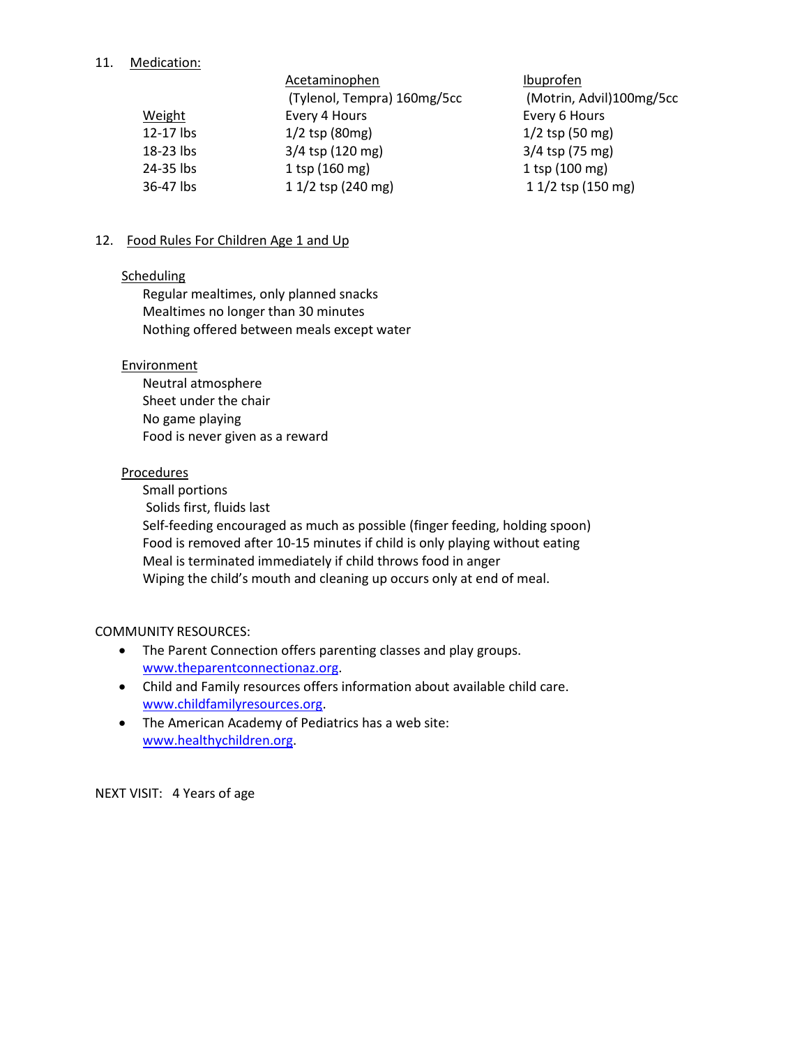11. Medication:

| Weight | Acetaminophen (Tylenol, Tempra) 160mg/5cc Every 4 Hours | Ibuprofen (Motrin, Advil)100mg/5cc Every 6 Hours |
|---|---|---|
| 12-17 lbs | 1/2 tsp (80mg) | 1/2 tsp (50 mg) |
| 18-23 lbs | 3/4 tsp (120 mg) | 3/4 tsp (75 mg) |
| 24-35 lbs | 1 tsp (160 mg) | 1 tsp (100 mg) |
| 36-47 lbs | 1 1/2 tsp (240 mg) | 1 1/2 tsp (150 mg) |

12. Food Rules For Children Age 1 and Up

Scheduling

Regular mealtimes, only planned snacks
Mealtimes no longer than 30 minutes
Nothing offered between meals except water

Environment

Neutral atmosphere
Sheet under the chair
No game playing
Food is never given as a reward

Procedures

Small portions
Solids first, fluids last
Self-feeding encouraged as much as possible (finger feeding, holding spoon)
Food is removed after 10-15 minutes if child is only playing without eating
Meal is terminated immediately if child throws food in anger
Wiping the child's mouth and cleaning up occurs only at end of meal.

COMMUNITY RESOURCES:

- The Parent Connection offers parenting classes and play groups. www.theparentconnectionaz.org.
- Child and Family resources offers information about available child care. www.childfamilyresources.org.
- The American Academy of Pediatrics has a web site: www.healthychildren.org.

NEXT VISIT: 4 Years of age